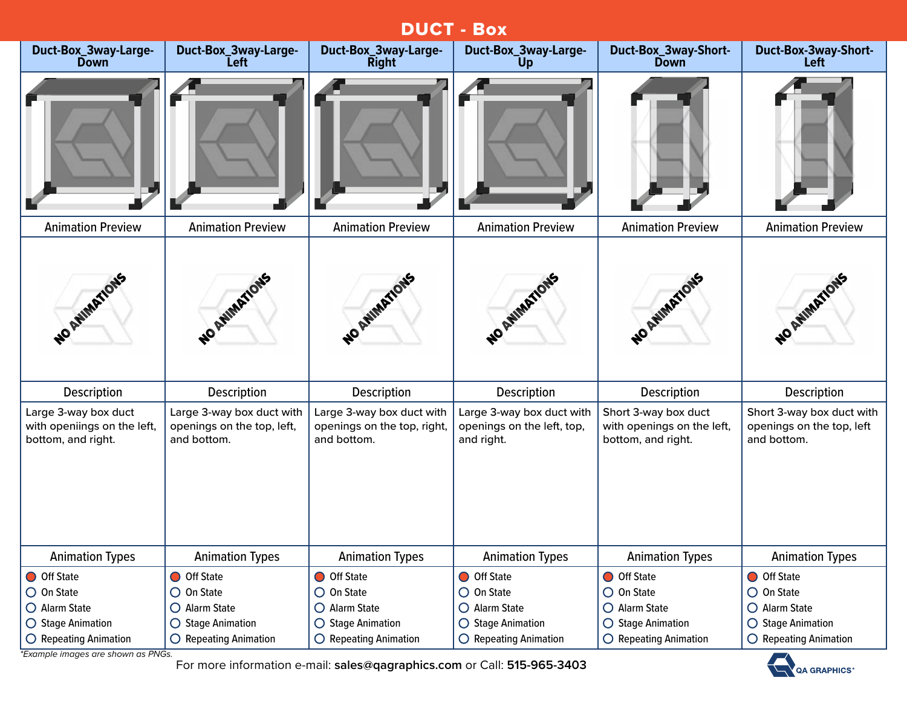# DUCT - Box

| Duct-Box_3way-Large-Down | Duct-Box_3way-Large-Left | Duct-Box_3way-Large-Right | Duct-Box_3way-Large-Up | Duct-Box_3way-Short-Down | Duct-Box-3way-Short-Left |
|---|---|---|---|---|---|
| | | | | | |
| Animation Preview | Animation Preview | Animation Preview | Animation Preview | Animation Preview | Animation Preview |
| NO ANIMATIONS | NO ANIMATIONS | NO ANIMATIONS | NO ANIMATIONS | NO ANIMATIONS | NO ANIMATIONS |
| Description | Description | Description | Description | Description | Description |
| Large 3-way box duct with openiings on the left, bottom, and right. | Large 3-way box duct with openings on the top, left, and bottom. | Large 3-way box duct with openings on the top, right, and bottom. | Large 3-way box duct with openings on the left, top, and right. | Short 3-way box duct with openings on the left, bottom, and right. | Short 3-way box duct with openings on the top, left and bottom. |
| Animation Types | Animation Types | Animation Types | Animation Types | Animation Types | Animation Types |
| ● Off State<br>○ On State<br>○ Alarm State<br>○ Stage Animation<br>○ Repeating Animation | ● Off State<br>○ On State<br>○ Alarm State<br>○ Stage Animation<br>○ Repeating Animation | ● Off State<br>○ On State<br>○ Alarm State<br>○ Stage Animation<br>○ Repeating Animation | ● Off State<br>○ On State<br>○ Alarm State<br>○ Stage Animation<br>○ Repeating Animation | ● Off State<br>○ On State<br>○ Alarm State<br>○ Stage Animation<br>○ Repeating Animation | ● Off State<br>○ On State<br>○ Alarm State<br>○ Stage Animation<br>○ Repeating Animation |

*\*Example images are shown as PNGs.*

For more information e-mail: **sales@qagraphics.com** or Call: **515-965-3403**

QA GRAPHICS®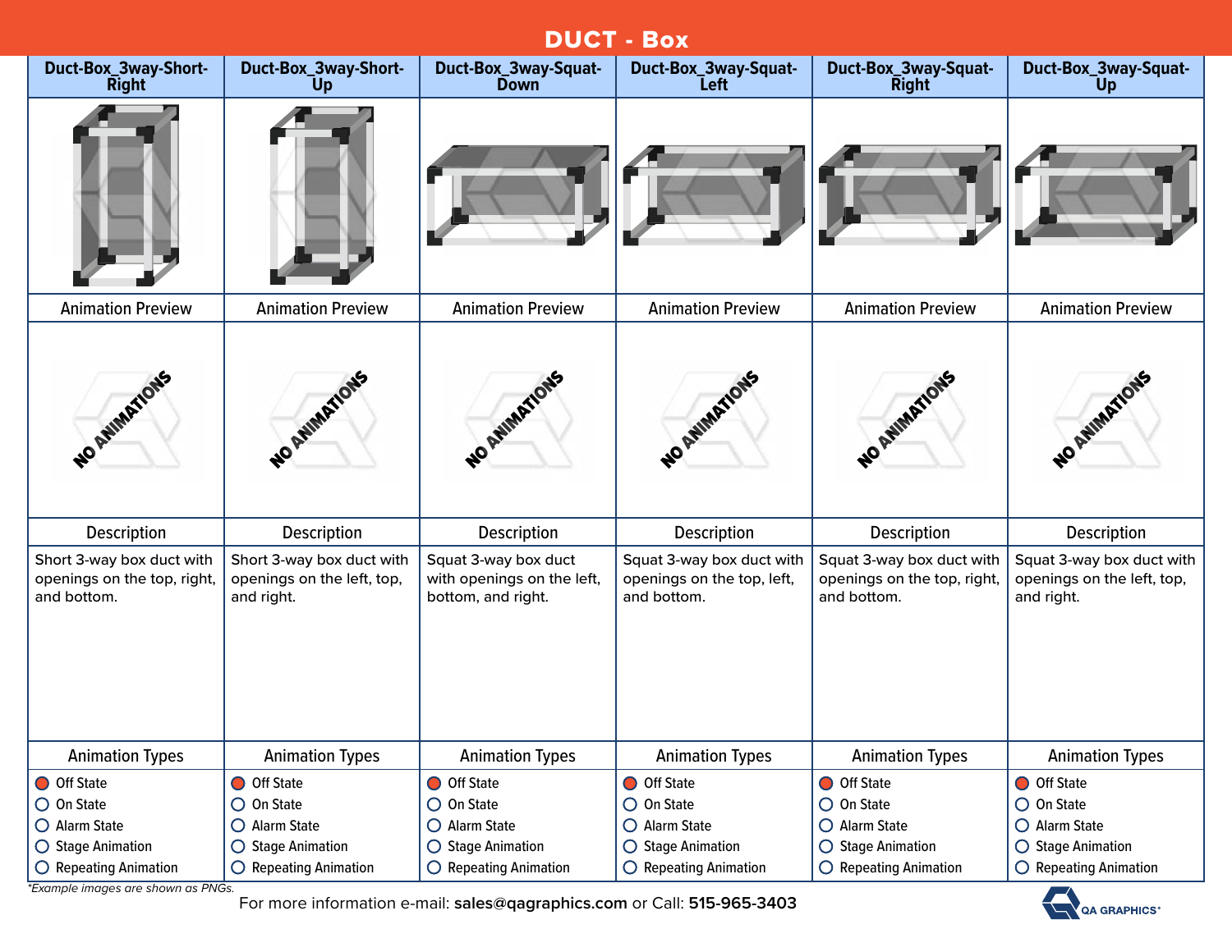# DUCT - Box

| Duct-Box_3way-Short-Right | Duct-Box_3way-Short-Up | Duct-Box_3way-Squat-Down | Duct-Box_3way-Squat-Left | Duct-Box_3way-Squat-Right | Duct-Box_3way-Squat-Up |
|---|---|---|---|---|---|
| Animation Preview | Animation Preview | Animation Preview | Animation Preview | Animation Preview | Animation Preview |
| NO ANIMATIONS | NO ANIMATIONS | NO ANIMATIONS | NO ANIMATIONS | NO ANIMATIONS | NO ANIMATIONS |
| Description | Description | Description | Description | Description | Description |
| Short 3-way box duct with openings on the top, right, and bottom. | Short 3-way box duct with openings on the left, top, and right. | Squat 3-way box duct with openings on the left, bottom, and right. | Squat 3-way box duct with openings on the top, left, and bottom. | Squat 3-way box duct with openings on the top, right, and bottom. | Squat 3-way box duct with openings on the left, top, and right. |
| Animation Types | Animation Types | Animation Types | Animation Types | Animation Types | Animation Types |
| ● Off State<br>○ On State<br>○ Alarm State<br>○ Stage Animation<br>○ Repeating Animation | ● Off State<br>○ On State<br>○ Alarm State<br>○ Stage Animation<br>○ Repeating Animation | ● Off State<br>○ On State<br>○ Alarm State<br>○ Stage Animation<br>○ Repeating Animation | ● Off State<br>○ On State<br>○ Alarm State<br>○ Stage Animation<br>○ Repeating Animation | ● Off State<br>○ On State<br>○ Alarm State<br>○ Stage Animation<br>○ Repeating Animation | ● Off State<br>○ On State<br>○ Alarm State<br>○ Stage Animation<br>○ Repeating Animation |

*Example images are shown as PNGs.*

For more information e-mail: **sales@qagraphics.com** or Call: **515-965-3403**

QA GRAPHICS®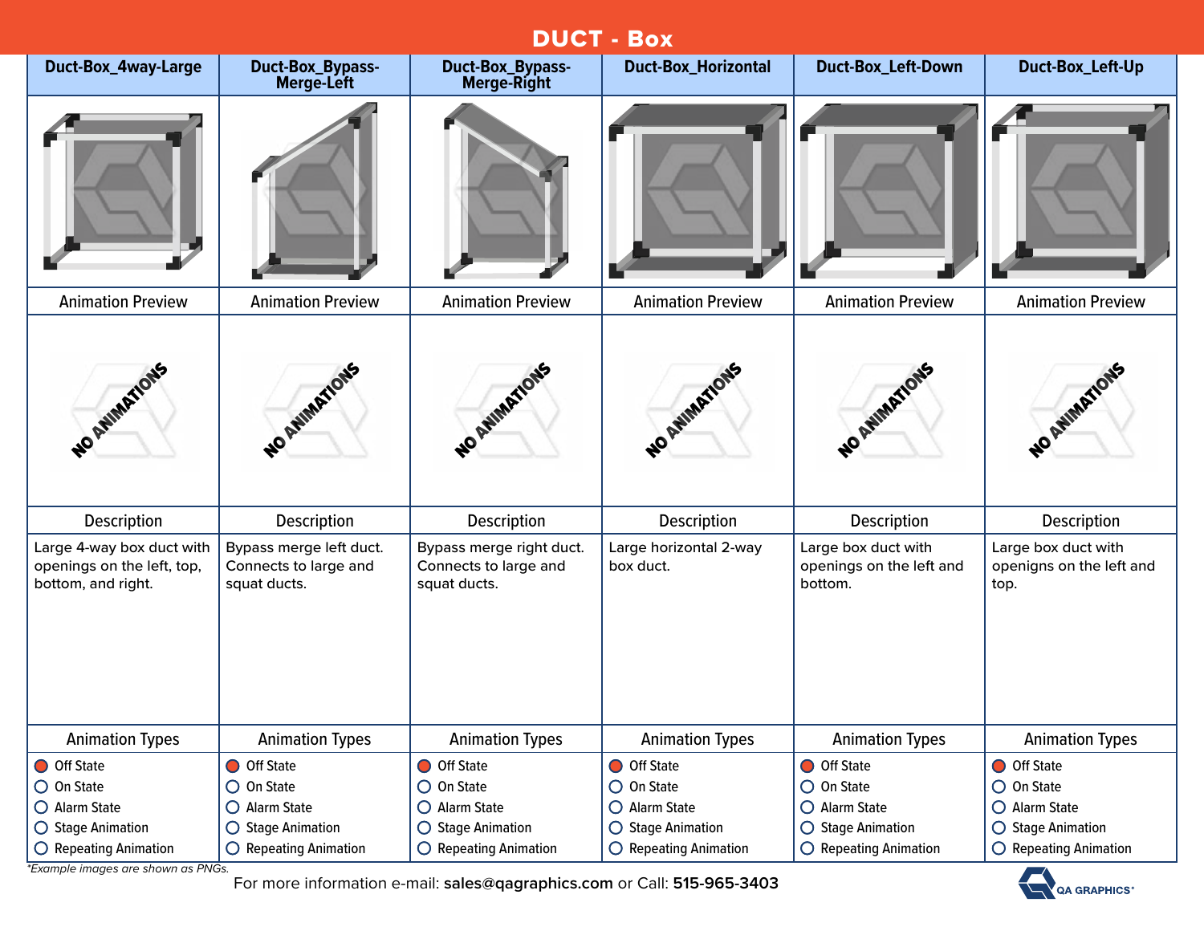# DUCT - Box

| Duct-Box_4way-Large | Duct-Box_Bypass-Merge-Left | Duct-Box_Bypass-Merge-Right | Duct-Box_Horizontal | Duct-Box_Left-Down | Duct-Box_Left-Up |
|---|---|---|---|---|---|
| | | | | | |
| Animation Preview | Animation Preview | Animation Preview | Animation Preview | Animation Preview | Animation Preview |
| NO ANIMATIONS | NO ANIMATIONS | NO ANIMATIONS | NO ANIMATIONS | NO ANIMATIONS | NO ANIMATIONS |
| Description | Description | Description | Description | Description | Description |
| Large 4-way box duct with openings on the left, top, bottom, and right. | Bypass merge left duct. Connects to large and squat ducts. | Bypass merge right duct. Connects to large and squat ducts. | Large horizontal 2-way box duct. | Large box duct with openings on the left and bottom. | Large box duct with openigns on the left and top. |
| Animation Types | Animation Types | Animation Types | Animation Types | Animation Types | Animation Types |
| ● Off State<br>○ On State<br>○ Alarm State<br>○ Stage Animation<br>○ Repeating Animation | ● Off State<br>○ On State<br>○ Alarm State<br>○ Stage Animation<br>○ Repeating Animation | ● Off State<br>○ On State<br>○ Alarm State<br>○ Stage Animation<br>○ Repeating Animation | ● Off State<br>○ On State<br>○ Alarm State<br>○ Stage Animation<br>○ Repeating Animation | ● Off State<br>○ On State<br>○ Alarm State<br>○ Stage Animation<br>○ Repeating Animation | ● Off State<br>○ On State<br>○ Alarm State<br>○ Stage Animation<br>○ Repeating Animation |

*Example images are shown as PNGs.*

For more information e-mail: **sales@qagraphics.com** or Call: **515-965-3403**

QA GRAPHICS®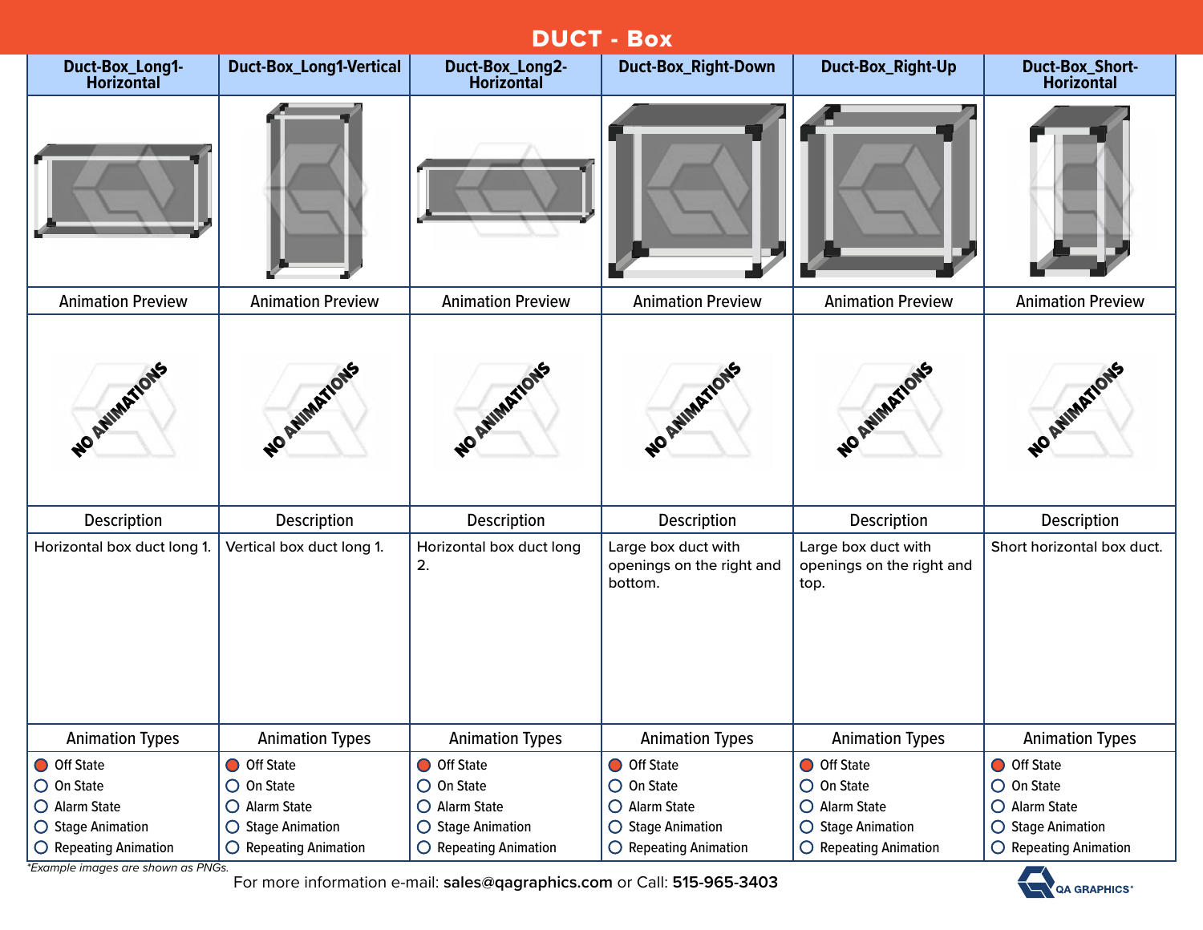# DUCT - Box

| Duct-Box_Long1-Horizontal | Duct-Box_Long1-Vertical | Duct-Box_Long2-Horizontal | Duct-Box_Right-Down | Duct-Box_Right-Up | Duct-Box_Short-Horizontal |
|---|---|---|---|---|---|
| | | | | | |
| Animation Preview | Animation Preview | Animation Preview | Animation Preview | Animation Preview | Animation Preview |
| NO ANIMATIONS | NO ANIMATIONS | NO ANIMATIONS | NO ANIMATIONS | NO ANIMATIONS | NO ANIMATIONS |
| Description | Description | Description | Description | Description | Description |
| Horizontal box duct long 1. | Vertical box duct long 1. | Horizontal box duct long 2. | Large box duct with openings on the right and bottom. | Large box duct with openings on the right and top. | Short horizontal box duct. |
| Animation Types | Animation Types | Animation Types | Animation Types | Animation Types | Animation Types |
| ● Off State<br>○ On State<br>○ Alarm State<br>○ Stage Animation<br>○ Repeating Animation | ● Off State<br>○ On State<br>○ Alarm State<br>○ Stage Animation<br>○ Repeating Animation | ● Off State<br>○ On State<br>○ Alarm State<br>○ Stage Animation<br>○ Repeating Animation | ● Off State<br>○ On State<br>○ Alarm State<br>○ Stage Animation<br>○ Repeating Animation | ● Off State<br>○ On State<br>○ Alarm State<br>○ Stage Animation<br>○ Repeating Animation | ● Off State<br>○ On State<br>○ Alarm State<br>○ Stage Animation<br>○ Repeating Animation |

*\*Example images are shown as PNGs.*

For more information e-mail: **sales@qagraphics.com** or Call: **515-965-3403**

QA GRAPHICS®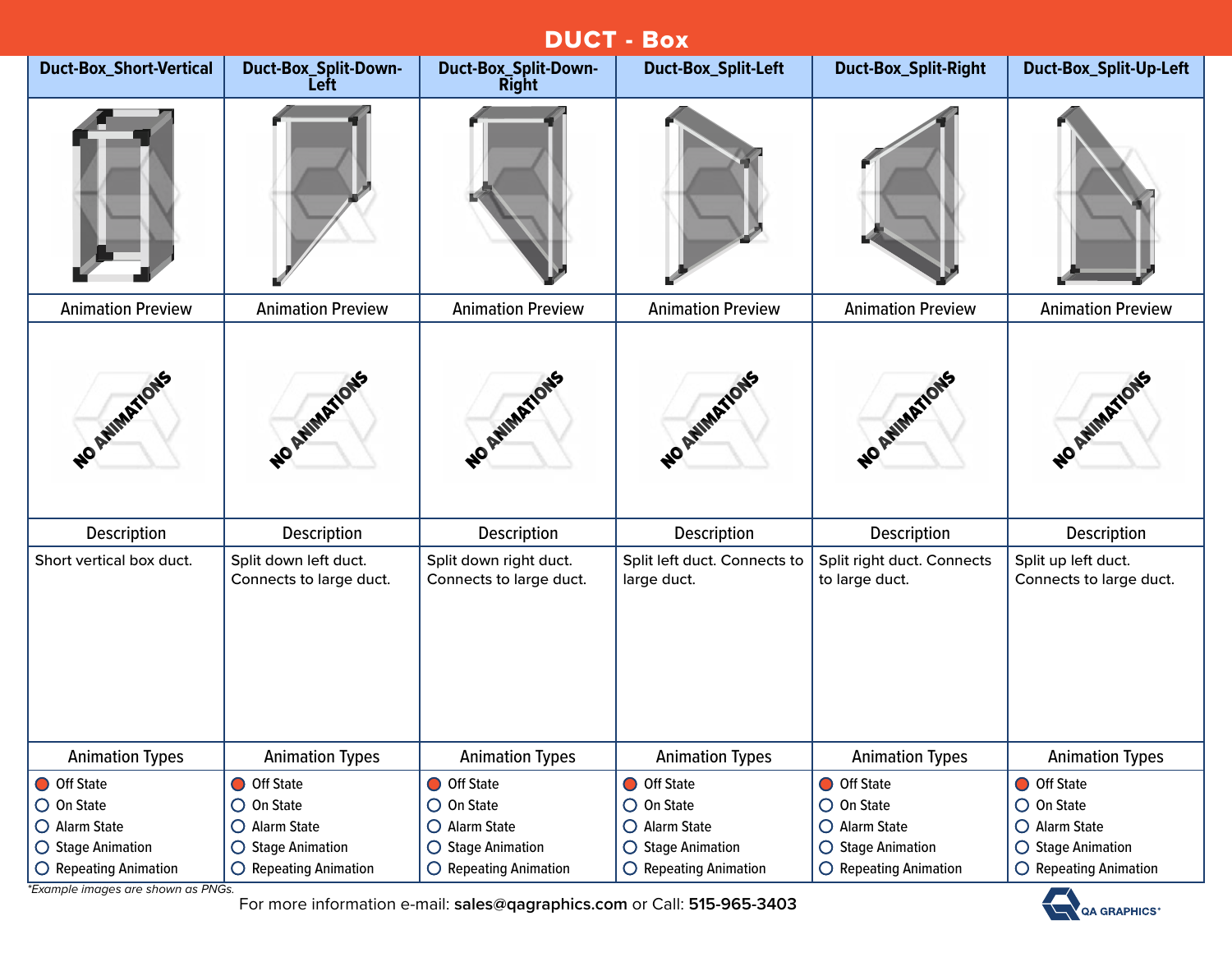# DUCT - Box

| Duct-Box_Short-Vertical | Duct-Box_Split-Down-Left | Duct-Box_Split-Down-Right | Duct-Box_Split-Left | Duct-Box_Split-Right | Duct-Box_Split-Up-Left |
|---|---|---|---|---|---|
| | | | | | |
| Animation Preview | Animation Preview | Animation Preview | Animation Preview | Animation Preview | Animation Preview |
| NO ANIMATIONS | NO ANIMATIONS | NO ANIMATIONS | NO ANIMATIONS | NO ANIMATIONS | NO ANIMATIONS |
| Description | Description | Description | Description | Description | Description |
| Short vertical box duct. | Split down left duct. Connects to large duct. | Split down right duct. Connects to large duct. | Split left duct. Connects to large duct. | Split right duct. Connects to large duct. | Split up left duct. Connects to large duct. |
| Animation Types | Animation Types | Animation Types | Animation Types | Animation Types | Animation Types |
| ● Off State<br>○ On State<br>○ Alarm State<br>○ Stage Animation<br>○ Repeating Animation | ● Off State<br>○ On State<br>○ Alarm State<br>○ Stage Animation<br>○ Repeating Animation | ● Off State<br>○ On State<br>○ Alarm State<br>○ Stage Animation<br>○ Repeating Animation | ● Off State<br>○ On State<br>○ Alarm State<br>○ Stage Animation<br>○ Repeating Animation | ● Off State<br>○ On State<br>○ Alarm State<br>○ Stage Animation<br>○ Repeating Animation | ● Off State<br>○ On State<br>○ Alarm State<br>○ Stage Animation<br>○ Repeating Animation |

*Example images are shown as PNGs.*

For more information e-mail: **sales@qagraphics.com** or Call: **515-965-3403**

QA GRAPHICS®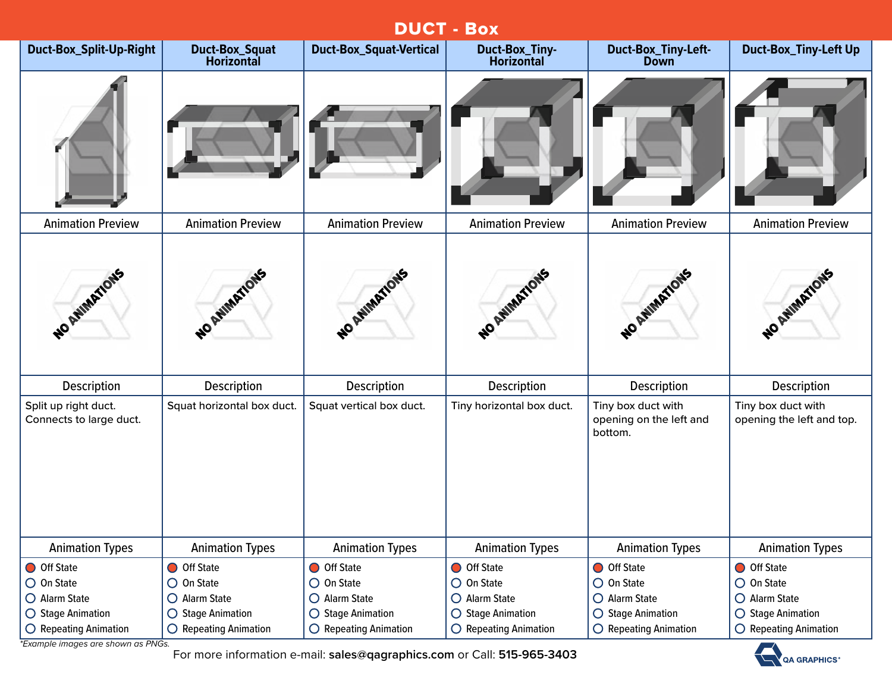# DUCT - Box

| Duct-Box_Split-Up-Right | Duct-Box_Squat Horizontal | Duct-Box_Squat-Vertical | Duct-Box_Tiny-Horizontal | Duct-Box_Tiny-Left-Down | Duct-Box_Tiny-Left Up |
|---|---|---|---|---|---|
| | | | | | |
| Animation Preview | Animation Preview | Animation Preview | Animation Preview | Animation Preview | Animation Preview |
| NO ANIMATIONS | NO ANIMATIONS | NO ANIMATIONS | NO ANIMATIONS | NO ANIMATIONS | NO ANIMATIONS |
| Description | Description | Description | Description | Description | Description |
| Split up right duct. Connects to large duct. | Squat horizontal box duct. | Squat vertical box duct. | Tiny horizontal box duct. | Tiny box duct with opening on the left and bottom. | Tiny box duct with opening the left and top. |
| Animation Types | Animation Types | Animation Types | Animation Types | Animation Types | Animation Types |
| ● Off State<br>○ On State<br>○ Alarm State<br>○ Stage Animation<br>○ Repeating Animation | ● Off State<br>○ On State<br>○ Alarm State<br>○ Stage Animation<br>○ Repeating Animation | ● Off State<br>○ On State<br>○ Alarm State<br>○ Stage Animation<br>○ Repeating Animation | ● Off State<br>○ On State<br>○ Alarm State<br>○ Stage Animation<br>○ Repeating Animation | ● Off State<br>○ On State<br>○ Alarm State<br>○ Stage Animation<br>○ Repeating Animation | ● Off State<br>○ On State<br>○ Alarm State<br>○ Stage Animation<br>○ Repeating Animation |

*Example images are shown as PNGs.*

For more information e-mail: **sales@qagraphics.com** or Call: **515-965-3403**

QA GRAPHICS®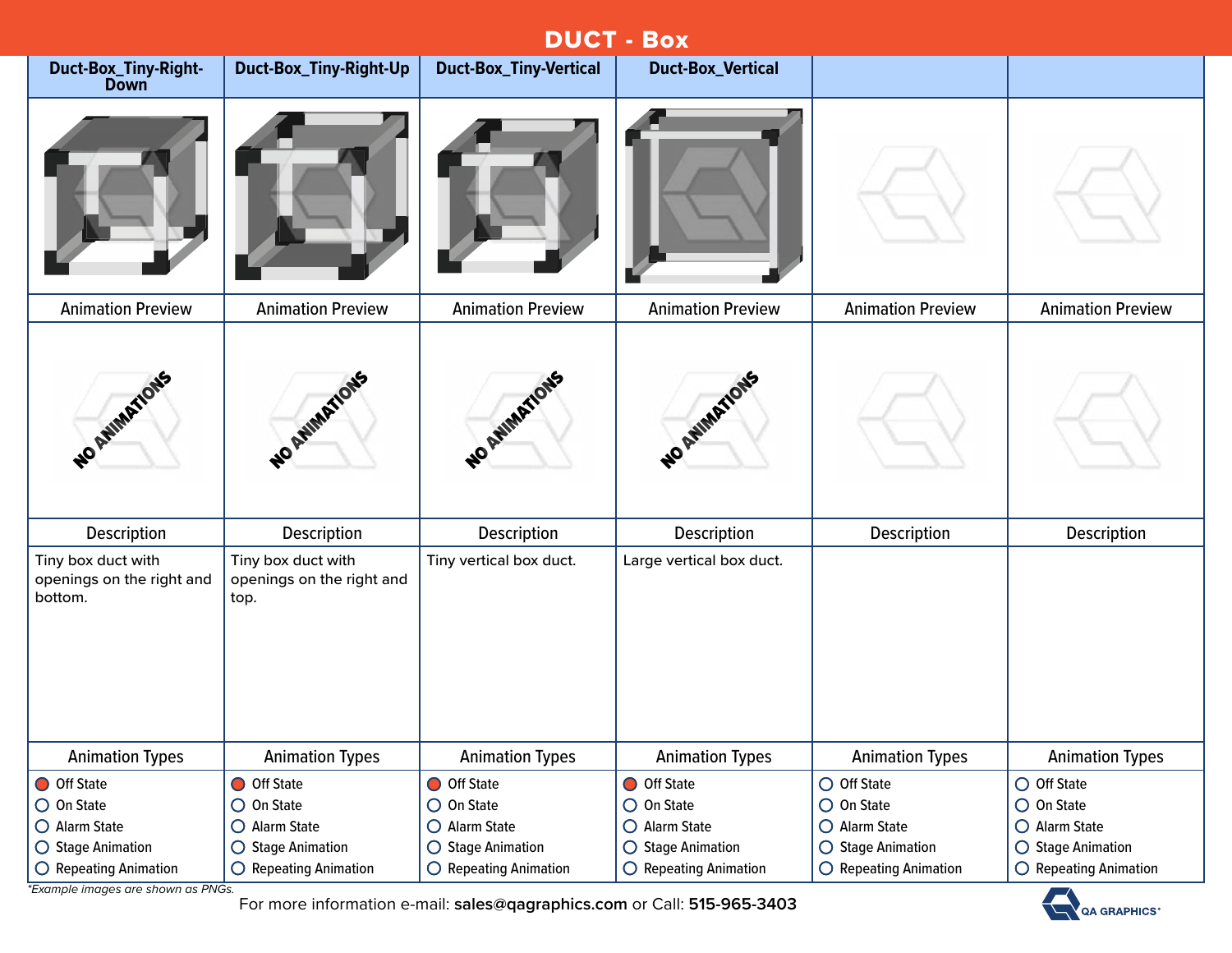# DUCT - Box

| Duct-Box_Tiny-Right-Down | Duct-Box_Tiny-Right-Up | Duct-Box_Tiny-Vertical | Duct-Box_Vertical | | |
|---|---|---|---|---|---|
| | | | | | |
| Animation Preview | Animation Preview | Animation Preview | Animation Preview | Animation Preview | Animation Preview |
| NO ANIMATIONS | NO ANIMATIONS | NO ANIMATIONS | NO ANIMATIONS | | |
| Description | Description | Description | Description | Description | Description |
| Tiny box duct with openings on the right and bottom. | Tiny box duct with openings on the right and top. | Tiny vertical box duct. | Large vertical box duct. | | |
| Animation Types | Animation Types | Animation Types | Animation Types | Animation Types | Animation Types |
| ● Off State<br>○ On State<br>○ Alarm State<br>○ Stage Animation<br>○ Repeating Animation | ● Off State<br>○ On State<br>○ Alarm State<br>○ Stage Animation<br>○ Repeating Animation | ● Off State<br>○ On State<br>○ Alarm State<br>○ Stage Animation<br>○ Repeating Animation | ● Off State<br>○ On State<br>○ Alarm State<br>○ Stage Animation<br>○ Repeating Animation | ○ Off State<br>○ On State<br>○ Alarm State<br>○ Stage Animation<br>○ Repeating Animation | ○ Off State<br>○ On State<br>○ Alarm State<br>○ Stage Animation<br>○ Repeating Animation |

*\*Example images are shown as PNGs.*

For more information e-mail: **sales@qagraphics.com** or Call: **515-965-3403**

QA GRAPHICS®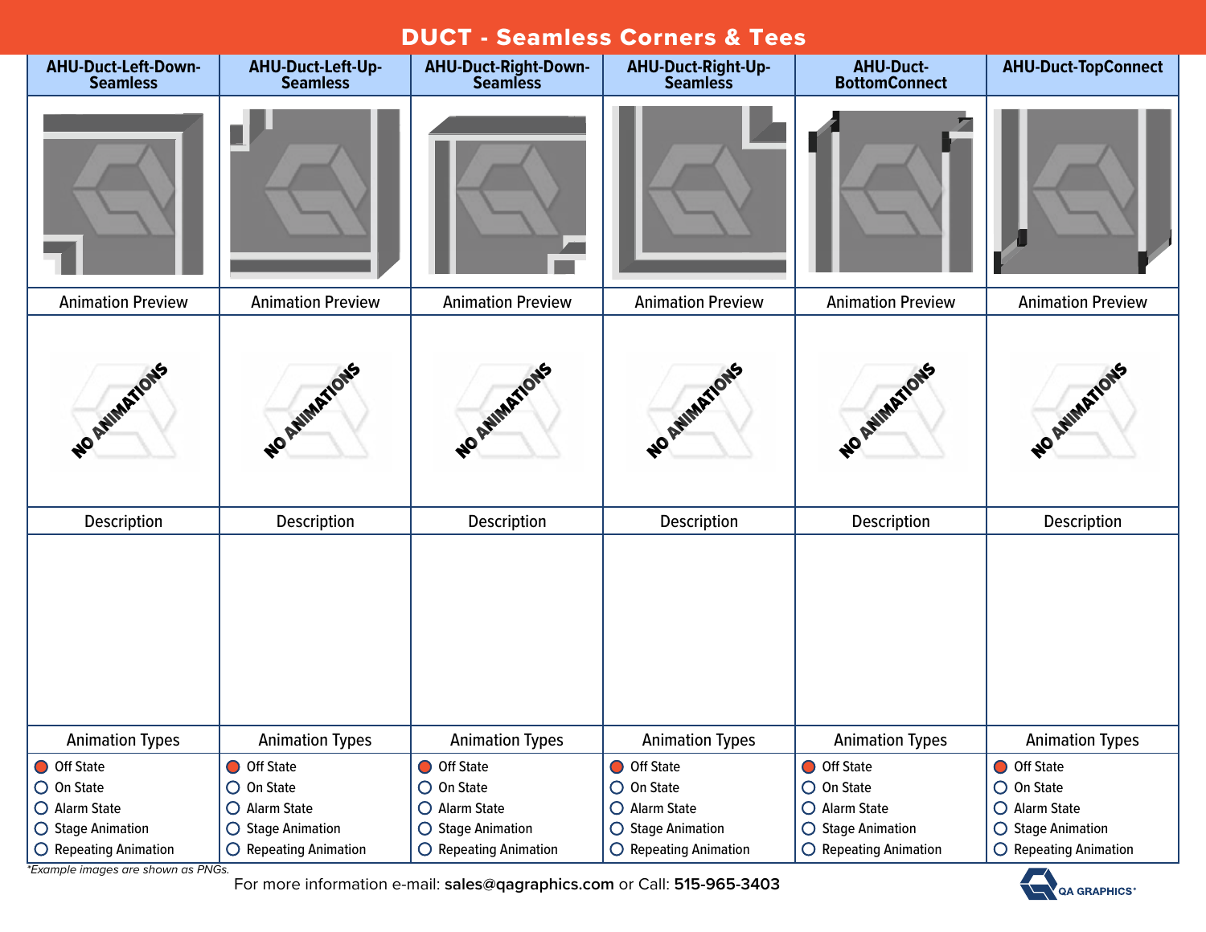# DUCT - Seamless Corners & Tees

| AHU-Duct-Left-Down-Seamless | AHU-Duct-Left-Up-Seamless | AHU-Duct-Right-Down-Seamless | AHU-Duct-Right-Up-Seamless | AHU-Duct-BottomConnect | AHU-Duct-TopConnect |
|---|---|---|---|---|---|
| | | | | | |
| Animation Preview | Animation Preview | Animation Preview | Animation Preview | Animation Preview | Animation Preview |
| NO ANIMATIONS | NO ANIMATIONS | NO ANIMATIONS | NO ANIMATIONS | NO ANIMATIONS | NO ANIMATIONS |
| Description | Description | Description | Description | Description | Description |
| | | | | | |
| Animation Types | Animation Types | Animation Types | Animation Types | Animation Types | Animation Types |
| ● Off State<br>○ On State<br>○ Alarm State<br>○ Stage Animation<br>○ Repeating Animation | ● Off State<br>○ On State<br>○ Alarm State<br>○ Stage Animation<br>○ Repeating Animation | ● Off State<br>○ On State<br>○ Alarm State<br>○ Stage Animation<br>○ Repeating Animation | ● Off State<br>○ On State<br>○ Alarm State<br>○ Stage Animation<br>○ Repeating Animation | ● Off State<br>○ On State<br>○ Alarm State<br>○ Stage Animation<br>○ Repeating Animation | ● Off State<br>○ On State<br>○ Alarm State<br>○ Stage Animation<br>○ Repeating Animation |

*Example images are shown as PNGs.*

For more information e-mail: **sales@qagraphics.com** or Call: **515-965-3403**

QA GRAPHICS®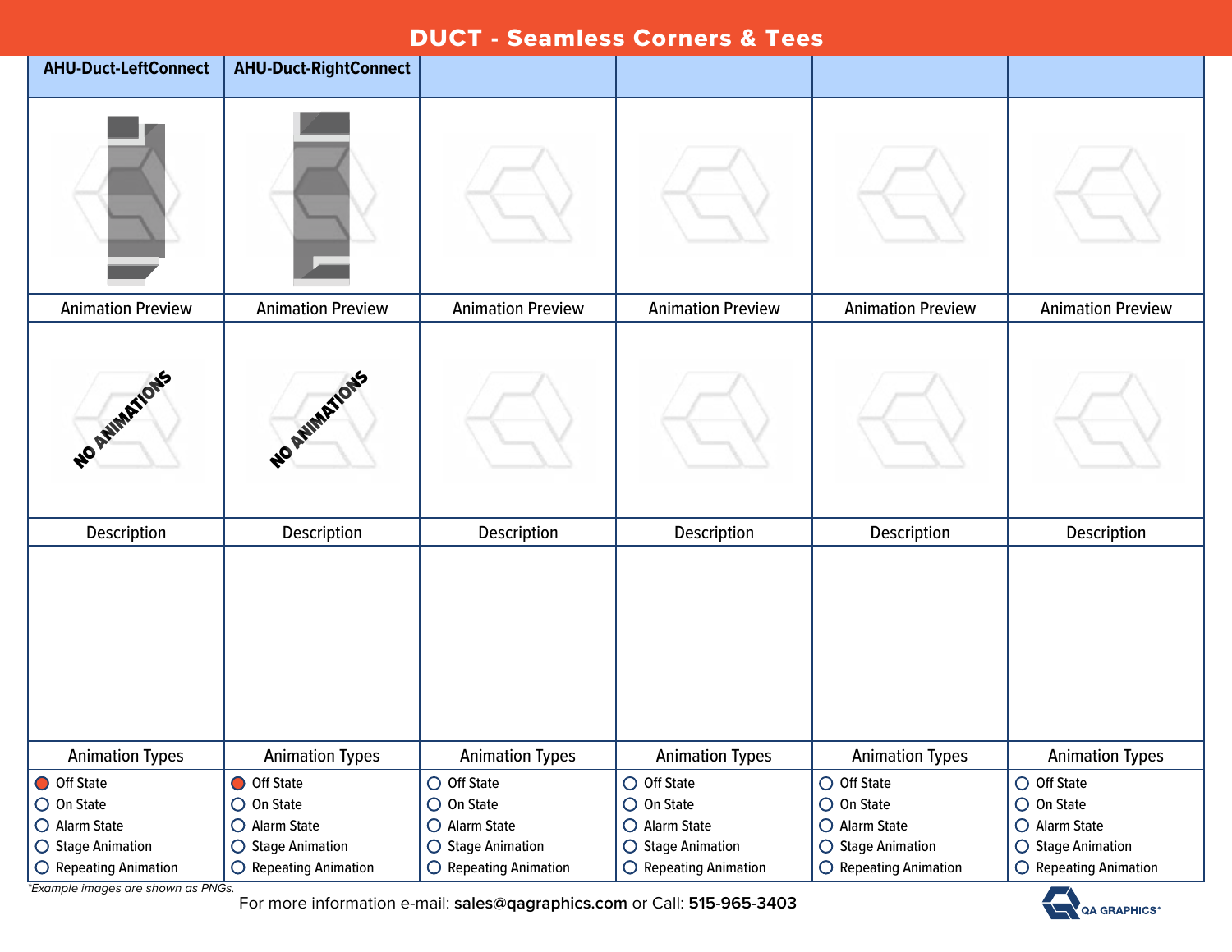# DUCT - Seamless Corners & Tees

| AHU-Duct-LeftConnect | AHU-Duct-RightConnect | | | | |
|---|---|---|---|---|---|
| | | | | | |
| Animation Preview | Animation Preview | Animation Preview | Animation Preview | Animation Preview | Animation Preview |
| NO ANIMATIONS | NO ANIMATIONS | | | | |
| Description | Description | Description | Description | Description | Description |
| | | | | | |
| Animation Types | Animation Types | Animation Types | Animation Types | Animation Types | Animation Types |
| ● Off State<br>○ On State<br>○ Alarm State<br>○ Stage Animation<br>○ Repeating Animation | ● Off State<br>○ On State<br>○ Alarm State<br>○ Stage Animation<br>○ Repeating Animation | ○ Off State<br>○ On State<br>○ Alarm State<br>○ Stage Animation<br>○ Repeating Animation | ○ Off State<br>○ On State<br>○ Alarm State<br>○ Stage Animation<br>○ Repeating Animation | ○ Off State<br>○ On State<br>○ Alarm State<br>○ Stage Animation<br>○ Repeating Animation | ○ Off State<br>○ On State<br>○ Alarm State<br>○ Stage Animation<br>○ Repeating Animation |

*\*Example images are shown as PNGs.*

For more information e-mail: **sales@qagraphics.com** or Call: **515-965-3403**

QA GRAPHICS®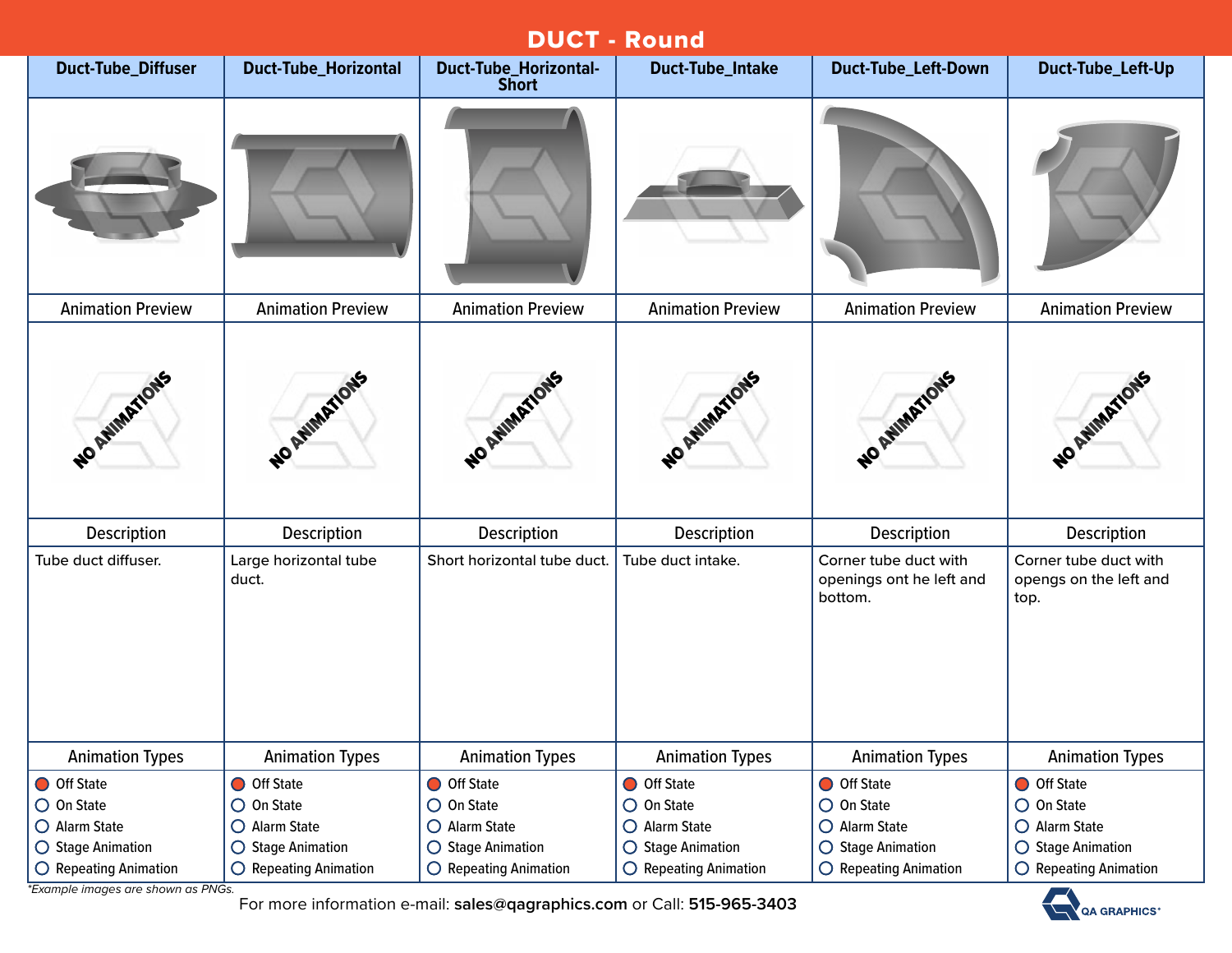# DUCT - Round

| Duct-Tube_Diffuser | Duct-Tube_Horizontal | Duct-Tube_Horizontal-Short | Duct-Tube_Intake | Duct-Tube_Left-Down | Duct-Tube_Left-Up |
|---|---|---|---|---|---|
| | | | | | |
| Animation Preview | Animation Preview | Animation Preview | Animation Preview | Animation Preview | Animation Preview |
| NO ANIMATIONS | NO ANIMATIONS | NO ANIMATIONS | NO ANIMATIONS | NO ANIMATIONS | NO ANIMATIONS |
| Description | Description | Description | Description | Description | Description |
| Tube duct diffuser. | Large horizontal tube duct. | Short horizontal tube duct. | Tube duct intake. | Corner tube duct with openings ont he left and bottom. | Corner tube duct with opengs on the left and top. |
| Animation Types | Animation Types | Animation Types | Animation Types | Animation Types | Animation Types |
| ● Off State<br>○ On State<br>○ Alarm State<br>○ Stage Animation<br>○ Repeating Animation | ● Off State<br>○ On State<br>○ Alarm State<br>○ Stage Animation<br>○ Repeating Animation | ● Off State<br>○ On State<br>○ Alarm State<br>○ Stage Animation<br>○ Repeating Animation | ● Off State<br>○ On State<br>○ Alarm State<br>○ Stage Animation<br>○ Repeating Animation | ● Off State<br>○ On State<br>○ Alarm State<br>○ Stage Animation<br>○ Repeating Animation | ● Off State<br>○ On State<br>○ Alarm State<br>○ Stage Animation<br>○ Repeating Animation |

*\*Example images are shown as PNGs.*

For more information e-mail: **sales@qagraphics.com** or Call: **515-965-3403**

QA GRAPHICS®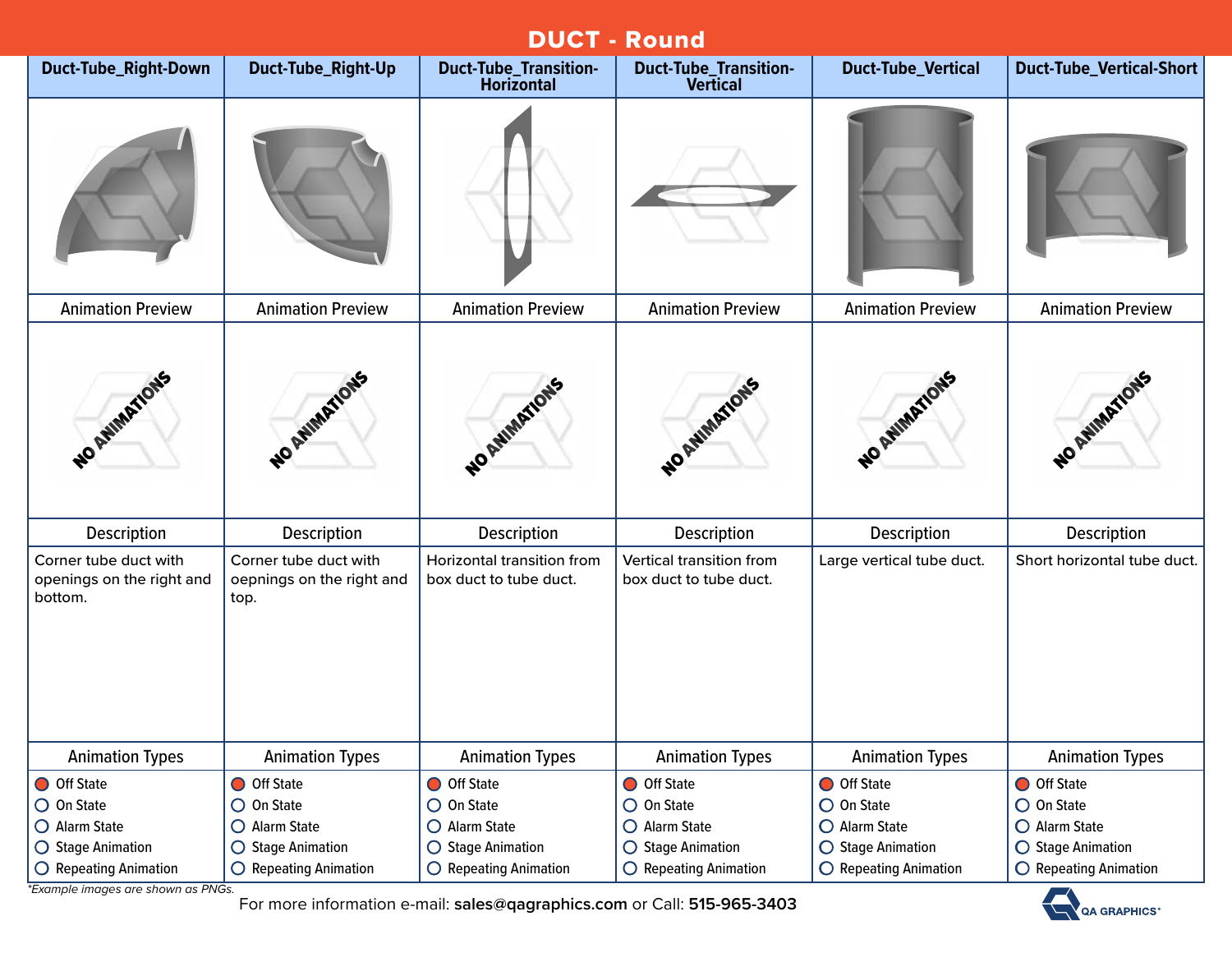# DUCT - Round

| Duct-Tube_Right-Down | Duct-Tube_Right-Up | Duct-Tube_Transition-Horizontal | Duct-Tube_Transition-Vertical | Duct-Tube_Vertical | Duct-Tube_Vertical-Short |
|---|---|---|---|---|---|
| | | | | | |
| Animation Preview | Animation Preview | Animation Preview | Animation Preview | Animation Preview | Animation Preview |
| NO ANIMATIONS | NO ANIMATIONS | NO ANIMATIONS | NO ANIMATIONS | NO ANIMATIONS | NO ANIMATIONS |
| Description | Description | Description | Description | Description | Description |
| Corner tube duct with openings on the right and bottom. | Corner tube duct with oepnings on the right and top. | Horizontal transition from box duct to tube duct. | Vertical transition from box duct to tube duct. | Large vertical tube duct. | Short horizontal tube duct. |
| Animation Types | Animation Types | Animation Types | Animation Types | Animation Types | Animation Types |
| ● Off State<br>○ On State<br>○ Alarm State<br>○ Stage Animation<br>○ Repeating Animation | ● Off State<br>○ On State<br>○ Alarm State<br>○ Stage Animation<br>○ Repeating Animation | ● Off State<br>○ On State<br>○ Alarm State<br>○ Stage Animation<br>○ Repeating Animation | ● Off State<br>○ On State<br>○ Alarm State<br>○ Stage Animation<br>○ Repeating Animation | ● Off State<br>○ On State<br>○ Alarm State<br>○ Stage Animation<br>○ Repeating Animation | ● Off State<br>○ On State<br>○ Alarm State<br>○ Stage Animation<br>○ Repeating Animation |

*\*Example images are shown as PNGs.*

For more information e-mail: **sales@qagraphics.com** or Call: **515-965-3403**

QA GRAPHICS®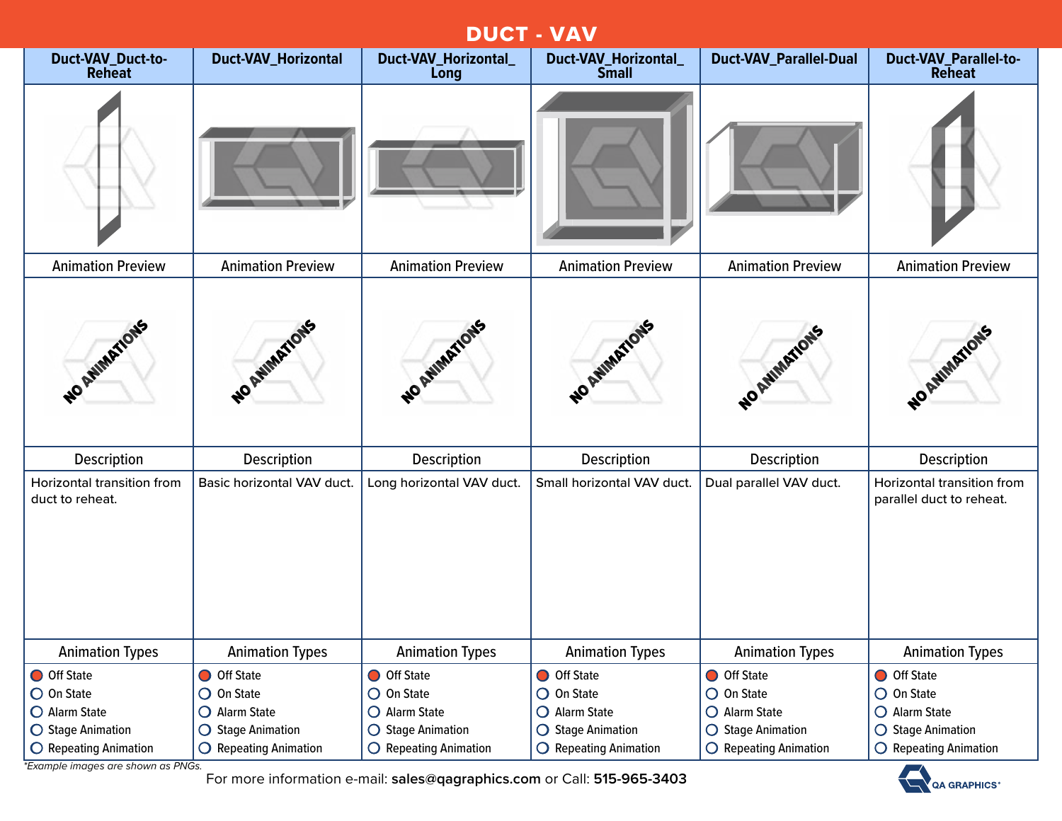# DUCT - VAV

| Duct-VAV_Duct-to-Reheat | Duct-VAV_Horizontal | Duct-VAV_Horizontal_Long | Duct-VAV_Horizontal_Small | Duct-VAV_Parallel-Dual | Duct-VAV_Parallel-to-Reheat |
|---|---|---|---|---|---|
| | | | | | |
| Animation Preview | Animation Preview | Animation Preview | Animation Preview | Animation Preview | Animation Preview |
| NO ANIMATIONS | NO ANIMATIONS | NO ANIMATIONS | NO ANIMATIONS | NO ANIMATIONS | NO ANIMATIONS |
| Description | Description | Description | Description | Description | Description |
| Horizontal transition from duct to reheat. | Basic horizontal VAV duct. | Long horizontal VAV duct. | Small horizontal VAV duct. | Dual parallel VAV duct. | Horizontal transition from parallel duct to reheat. |
| Animation Types | Animation Types | Animation Types | Animation Types | Animation Types | Animation Types |
| ● Off State<br>○ On State<br>○ Alarm State<br>○ Stage Animation<br>○ Repeating Animation | ● Off State<br>○ On State<br>○ Alarm State<br>○ Stage Animation<br>○ Repeating Animation | ● Off State<br>○ On State<br>○ Alarm State<br>○ Stage Animation<br>○ Repeating Animation | ● Off State<br>○ On State<br>○ Alarm State<br>○ Stage Animation<br>○ Repeating Animation | ● Off State<br>○ On State<br>○ Alarm State<br>○ Stage Animation<br>○ Repeating Animation | ● Off State<br>○ On State<br>○ Alarm State<br>○ Stage Animation<br>○ Repeating Animation |

*\*Example images are shown as PNGs.*

For more information e-mail: **sales@qagraphics.com** or Call: **515-965-3403**

QA GRAPHICS®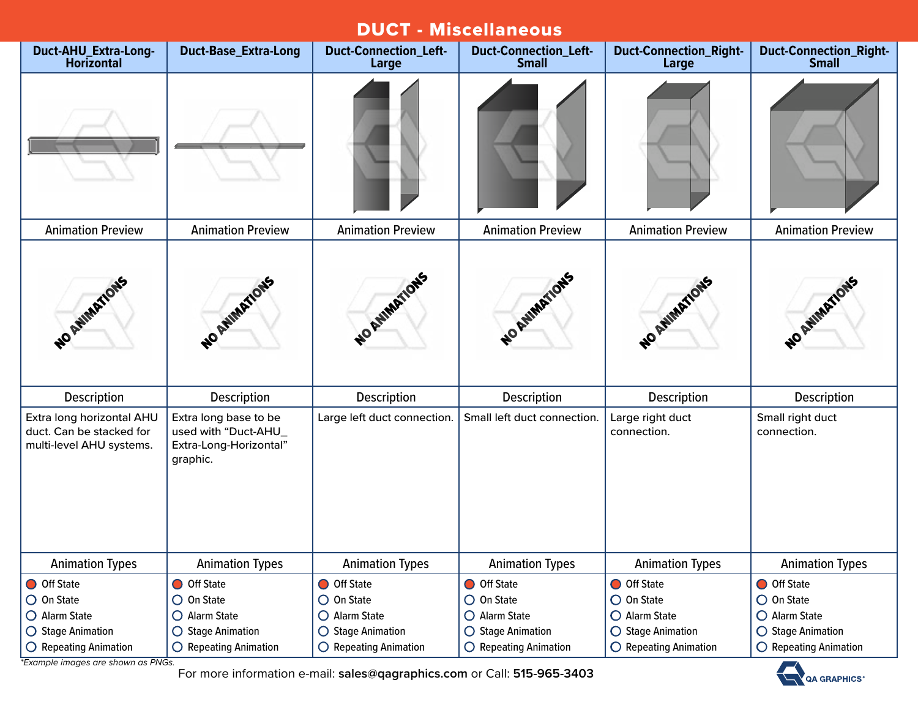# DUCT - Miscellaneous

| Duct-AHU_Extra-Long-Horizontal | Duct-Base_Extra-Long | Duct-Connection_Left-Large | Duct-Connection_Left-Small | Duct-Connection_Right-Large | Duct-Connection_Right-Small |
|---|---|---|---|---|---|
| Animation Preview | Animation Preview | Animation Preview | Animation Preview | Animation Preview | Animation Preview |
| NO ANIMATIONS | NO ANIMATIONS | NO ANIMATIONS | NO ANIMATIONS | NO ANIMATIONS | NO ANIMATIONS |
| Description | Description | Description | Description | Description | Description |
| Extra long horizontal AHU duct. Can be stacked for multi-level AHU systems. | Extra long base to be used with "Duct-AHU_Extra-Long-Horizontal" graphic. | Large left duct connection. | Small left duct connection. | Large right duct connection. | Small right duct connection. |
| Animation Types | Animation Types | Animation Types | Animation Types | Animation Types | Animation Types |
| ● Off State<br>○ On State<br>○ Alarm State<br>○ Stage Animation<br>○ Repeating Animation | ● Off State<br>○ On State<br>○ Alarm State<br>○ Stage Animation<br>○ Repeating Animation | ● Off State<br>○ On State<br>○ Alarm State<br>○ Stage Animation<br>○ Repeating Animation | ● Off State<br>○ On State<br>○ Alarm State<br>○ Stage Animation<br>○ Repeating Animation | ● Off State<br>○ On State<br>○ Alarm State<br>○ Stage Animation<br>○ Repeating Animation | ● Off State<br>○ On State<br>○ Alarm State<br>○ Stage Animation<br>○ Repeating Animation |

*\*Example images are shown as PNGs.*

For more information e-mail: **sales@qagraphics.com** or Call: **515-965-3403**

QA GRAPHICS®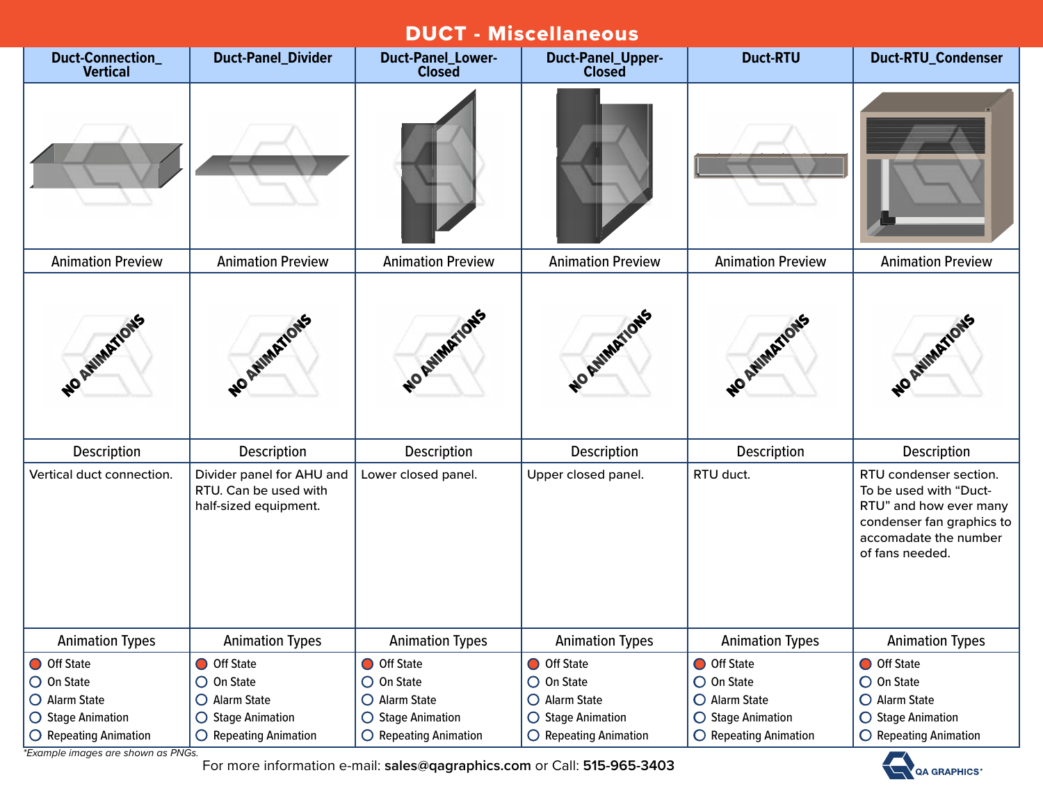# DUCT - Miscellaneous

| Duct-Connection_Vertical | Duct-Panel_Divider | Duct-Panel_Lower-Closed | Duct-Panel_Upper-Closed | Duct-RTU | Duct-RTU_Condenser |
|---|---|---|---|---|---|
| Animation Preview | Animation Preview | Animation Preview | Animation Preview | Animation Preview | Animation Preview |
| NO ANIMATIONS | NO ANIMATIONS | NO ANIMATIONS | NO ANIMATIONS | NO ANIMATIONS | NO ANIMATIONS |
| Description | Description | Description | Description | Description | Description |
| Vertical duct connection. | Divider panel for AHU and RTU. Can be used with half-sized equipment. | Lower closed panel. | Upper closed panel. | RTU duct. | RTU condenser section. To be used with "Duct-RTU" and how ever many condenser fan graphics to accomadate the number of fans needed. |
| Animation Types | Animation Types | Animation Types | Animation Types | Animation Types | Animation Types |
| ● Off State<br>○ On State<br>○ Alarm State<br>○ Stage Animation<br>○ Repeating Animation | ● Off State<br>○ On State<br>○ Alarm State<br>○ Stage Animation<br>○ Repeating Animation | ● Off State<br>○ On State<br>○ Alarm State<br>○ Stage Animation<br>○ Repeating Animation | ● Off State<br>○ On State<br>○ Alarm State<br>○ Stage Animation<br>○ Repeating Animation | ● Off State<br>○ On State<br>○ Alarm State<br>○ Stage Animation<br>○ Repeating Animation | ● Off State<br>○ On State<br>○ Alarm State<br>○ Stage Animation<br>○ Repeating Animation |

*\*Example images are shown as PNGs.*

For more information e-mail: **sales@qagraphics.com** or Call: **515-965-3403**

QA GRAPHICS®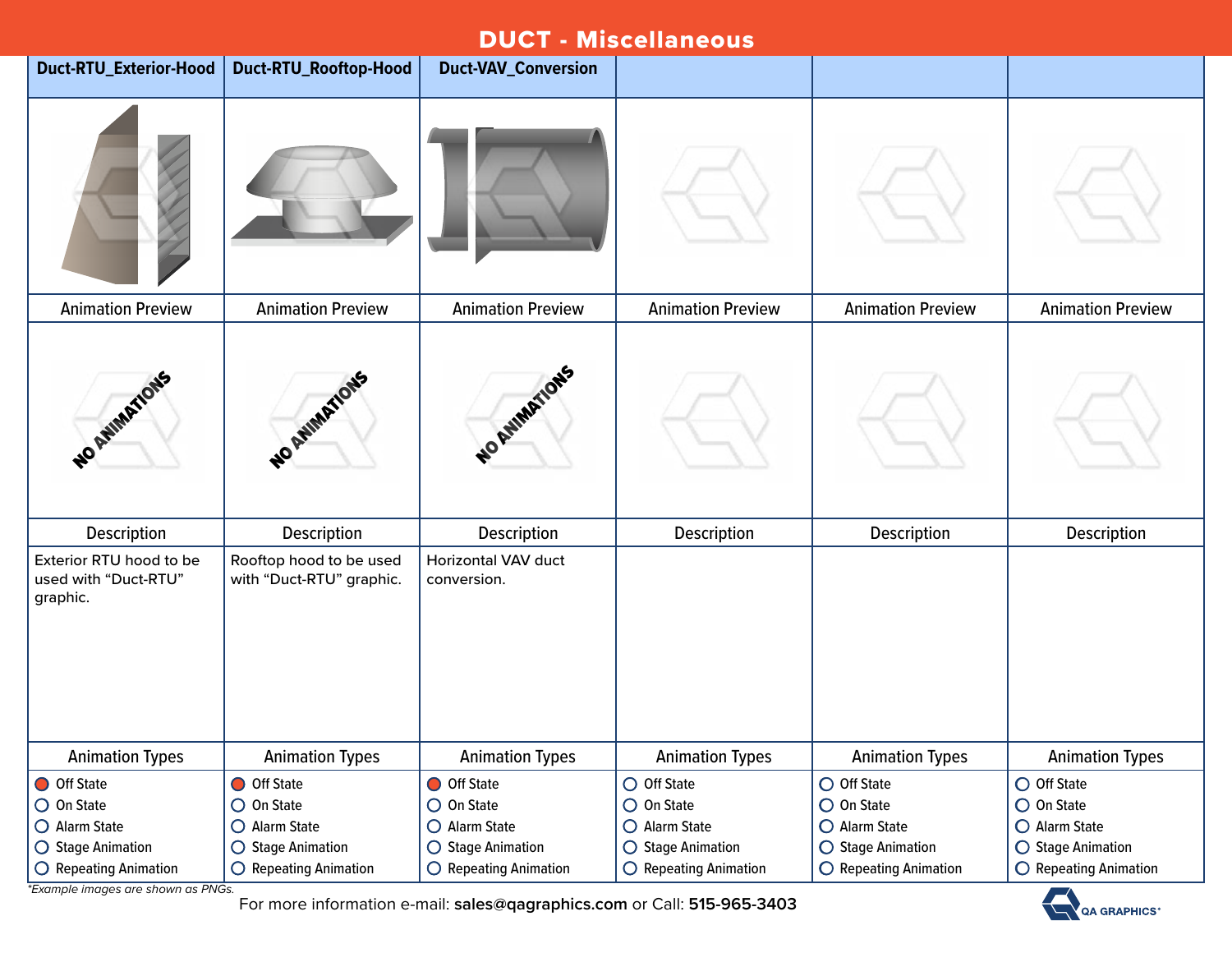# DUCT - Miscellaneous

| Duct-RTU_Exterior-Hood | Duct-RTU_Rooftop-Hood | Duct-VAV_Conversion | | | |
|---|---|---|---|---|---|
| Animation Preview | Animation Preview | Animation Preview | Animation Preview | Animation Preview | Animation Preview |
| NO ANIMATIONS | NO ANIMATIONS | NO ANIMATIONS | | | |
| Description | Description | Description | Description | Description | Description |
| Exterior RTU hood to be used with "Duct-RTU" graphic. | Rooftop hood to be used with "Duct-RTU" graphic. | Horizontal VAV duct conversion. | | | |
| Animation Types | Animation Types | Animation Types | Animation Types | Animation Types | Animation Types |
| ● Off State<br>○ On State<br>○ Alarm State<br>○ Stage Animation<br>○ Repeating Animation | ● Off State<br>○ On State<br>○ Alarm State<br>○ Stage Animation<br>○ Repeating Animation | ● Off State<br>○ On State<br>○ Alarm State<br>○ Stage Animation<br>○ Repeating Animation | ○ Off State<br>○ On State<br>○ Alarm State<br>○ Stage Animation<br>○ Repeating Animation | ○ Off State<br>○ On State<br>○ Alarm State<br>○ Stage Animation<br>○ Repeating Animation | ○ Off State<br>○ On State<br>○ Alarm State<br>○ Stage Animation<br>○ Repeating Animation |

*\*Example images are shown as PNGs.*

For more information e-mail: **sales@qagraphics.com** or Call: **515-965-3403**

QA GRAPHICS®